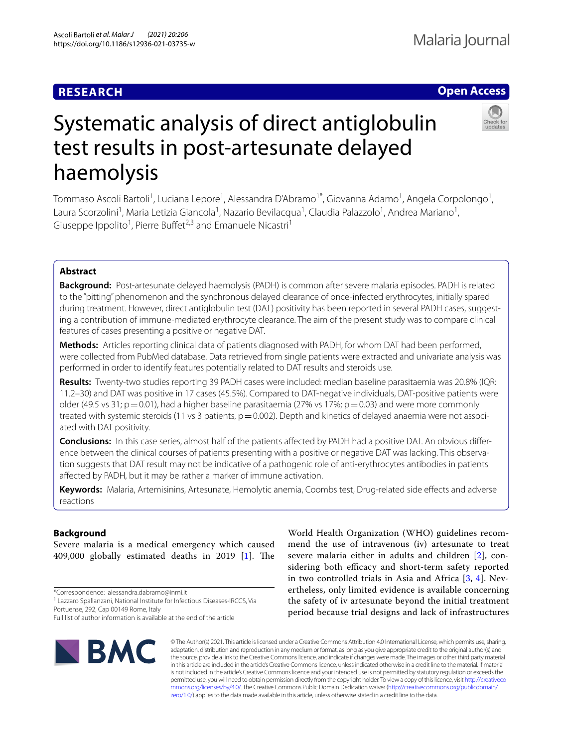**RESEARCH** **Open Access**

# Systematic analysis of direct antiglobulin test results in post-artesunate delayed haemolysis

Tommaso Ascoli Bartoli[1], Luciana Lepore[1], Alessandra D'Abramo[1*], Giovanna Adamo[1], Angela Corpolongo[1], Laura Scorzolini[1], Maria Letizia Giancola[1], Nazario Bevilacqua[1], Claudia Palazzolo[1], Andrea Mariano[1], Giuseppe Ippolito[1], Pierre Buffet[2,3] and Emanuele Nicastri[1]

## Abstract

**Background:** Post-artesunate delayed haemolysis (PADH) is common after severe malaria episodes. PADH is related to the "pitting" phenomenon and the synchronous delayed clearance of once-infected erythrocytes, initially spared during treatment. However, direct antiglobulin test (DAT) positivity has been reported in several PADH cases, suggesting a contribution of immune-mediated erythrocyte clearance. The aim of the present study was to compare clinical features of cases presenting a positive or negative DAT.

**Methods:** Articles reporting clinical data of patients diagnosed with PADH, for whom DAT had been performed, were collected from PubMed database. Data retrieved from single patients were extracted and univariate analysis was performed in order to identify features potentially related to DAT results and steroids use.

**Results:** Twenty-two studies reporting 39 PADH cases were included: median baseline parasitaemia was 20.8% (IQR: 11.2–30) and DAT was positive in 17 cases (45.5%). Compared to DAT-negative individuals, DAT-positive patients were older (49.5 vs 31; $p=0.01$), had a higher baseline parasitaemia (27% vs 17%; $p=0.03$) and were more commonly treated with systemic steroids (11 vs 3 patients, $p=0.002$). Depth and kinetics of delayed anaemia were not associated with DAT positivity.

**Conclusions:** In this case series, almost half of the patients affected by PADH had a positive DAT. An obvious difference between the clinical courses of patients presenting with a positive or negative DAT was lacking. This observation suggests that DAT result may not be indicative of a pathogenic role of anti-erythrocytes antibodies in patients affected by PADH, but it may be rather a marker of immune activation.

**Keywords:** Malaria, Artemisinins, Artesunate, Hemolytic anemia, Coombs test, Drug-related side effects and adverse reactions

## Background

Severe malaria is a medical emergency which caused 409,000 globally estimated deaths in 2019 [1]. The World Health Organization (WHO) guidelines recommend the use of intravenous (iv) artesunate to treat severe malaria either in adults and children [2], considering both efficacy and short-term safety reported in two controlled trials in Asia and Africa [3, 4]. Nevertheless, only limited evidence is available concerning the safety of iv artesunate beyond the initial treatment period because trial designs and lack of infrastructures

*Correspondence: alessandra.dabramo@inmi.it
[1] Lazzaro Spallanzani, National Institute for Infectious Diseases-IRCCS, Via Portuense, 292, Cap 00149 Rome, Italy
Full list of author information is available at the end of the article

© The Author(s) 2021. This article is licensed under a Creative Commons Attribution 4.0 International License, which permits use, sharing, adaptation, distribution and reproduction in any medium or format, as long as you give appropriate credit to the original author(s) and the source, provide a link to the Creative Commons licence, and indicate if changes were made. The images or other third party material in this article are included in the article's Creative Commons licence, unless indicated otherwise in a credit line to the material. If material is not included in the article's Creative Commons licence and your intended use is not permitted by statutory regulation or exceeds the permitted use, you will need to obtain permission directly from the copyright holder. To view a copy of this licence, visit http://creativecommons.org/licenses/by/4.0/. The Creative Commons Public Domain Dedication waiver (http://creativecommons.org/publicdomain/zero/1.0/) applies to the data made available in this article, unless otherwise stated in a credit line to the data.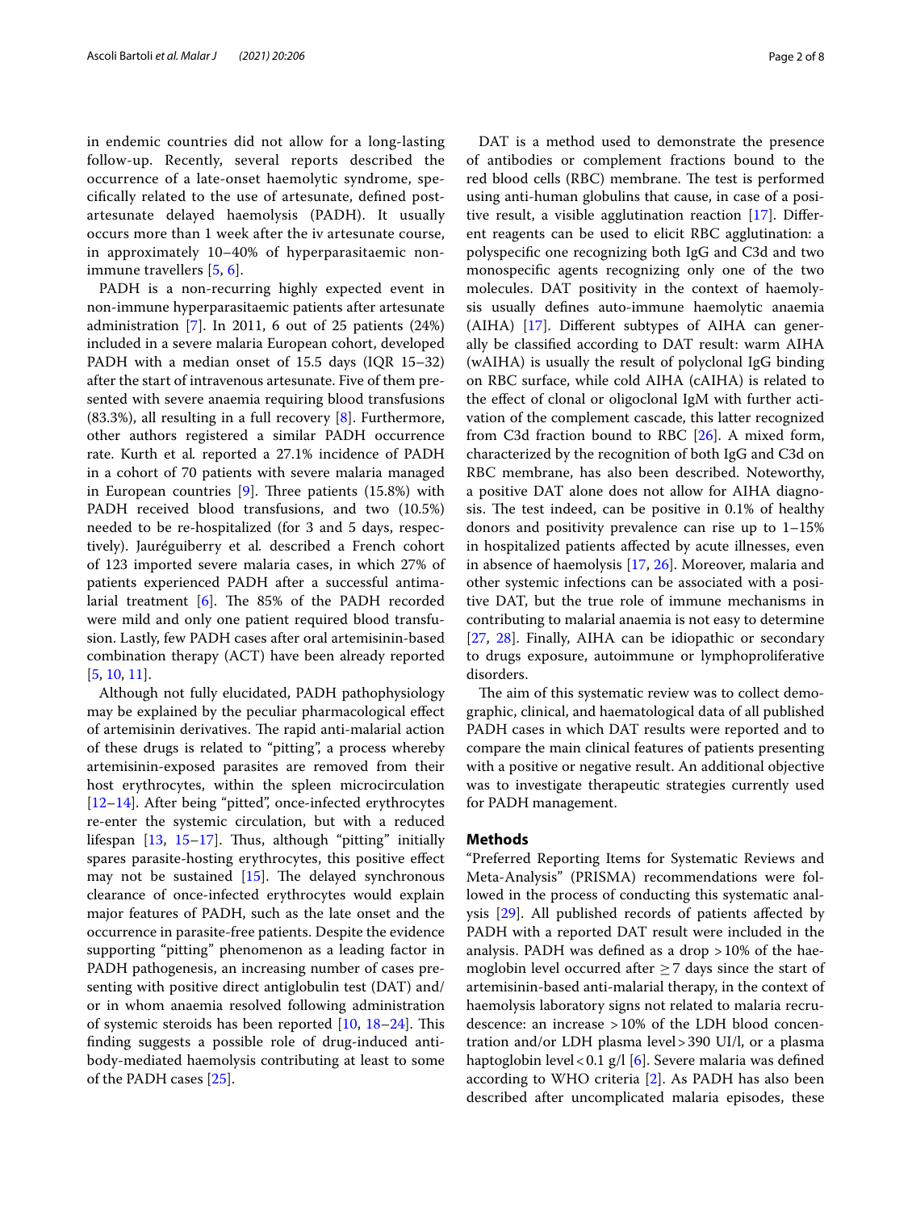in endemic countries did not allow for a long-lasting follow-up. Recently, several reports described the occurrence of a late-onset haemolytic syndrome, specifically related to the use of artesunate, defined post-artesunate delayed haemolysis (PADH). It usually occurs more than 1 week after the iv artesunate course, in approximately 10–40% of hyperparasitaemic non-immune travellers [5, 6].

PADH is a non-recurring highly expected event in non-immune hyperparasitaemic patients after artesunate administration [7]. In 2011, 6 out of 25 patients (24%) included in a severe malaria European cohort, developed PADH with a median onset of 15.5 days (IQR 15–32) after the start of intravenous artesunate. Five of them presented with severe anaemia requiring blood transfusions (83.3%), all resulting in a full recovery [8]. Furthermore, other authors registered a similar PADH occurrence rate. Kurth et al. reported a 27.1% incidence of PADH in a cohort of 70 patients with severe malaria managed in European countries [9]. Three patients (15.8%) with PADH received blood transfusions, and two (10.5%) needed to be re-hospitalized (for 3 and 5 days, respectively). Jauréguiberry et al. described a French cohort of 123 imported severe malaria cases, in which 27% of patients experienced PADH after a successful antimalarial treatment [6]. The 85% of the PADH recorded were mild and only one patient required blood transfusion. Lastly, few PADH cases after oral artemisinin-based combination therapy (ACT) have been already reported [5, 10, 11].

Although not fully elucidated, PADH pathophysiology may be explained by the peculiar pharmacological effect of artemisinin derivatives. The rapid anti-malarial action of these drugs is related to "pitting", a process whereby artemisinin-exposed parasites are removed from their host erythrocytes, within the spleen microcirculation [12–14]. After being "pitted", once-infected erythrocytes re-enter the systemic circulation, but with a reduced lifespan [13, 15–17]. Thus, although "pitting" initially spares parasite-hosting erythrocytes, this positive effect may not be sustained [15]. The delayed synchronous clearance of once-infected erythrocytes would explain major features of PADH, such as the late onset and the occurrence in parasite-free patients. Despite the evidence supporting "pitting" phenomenon as a leading factor in PADH pathogenesis, an increasing number of cases presenting with positive direct antiglobulin test (DAT) and/or in whom anaemia resolved following administration of systemic steroids has been reported [10, 18–24]. This finding suggests a possible role of drug-induced antibody-mediated haemolysis contributing at least to some of the PADH cases [25].

DAT is a method used to demonstrate the presence of antibodies or complement fractions bound to the red blood cells (RBC) membrane. The test is performed using anti-human globulins that cause, in case of a positive result, a visible agglutination reaction [17]. Different reagents can be used to elicit RBC agglutination: a polyspecific one recognizing both IgG and C3d and two monospecific agents recognizing only one of the two molecules. DAT positivity in the context of haemolysis usually defines auto-immune haemolytic anaemia (AIHA) [17]. Different subtypes of AIHA can generally be classified according to DAT result: warm AIHA (wAIHA) is usually the result of polyclonal IgG binding on RBC surface, while cold AIHA (cAIHA) is related to the effect of clonal or oligoclonal IgM with further activation of the complement cascade, this latter recognized from C3d fraction bound to RBC [26]. A mixed form, characterized by the recognition of both IgG and C3d on RBC membrane, has also been described. Noteworthy, a positive DAT alone does not allow for AIHA diagnosis. The test indeed, can be positive in 0.1% of healthy donors and positivity prevalence can rise up to 1–15% in hospitalized patients affected by acute illnesses, even in absence of haemolysis [17, 26]. Moreover, malaria and other systemic infections can be associated with a positive DAT, but the true role of immune mechanisms in contributing to malarial anaemia is not easy to determine [27, 28]. Finally, AIHA can be idiopathic or secondary to drugs exposure, autoimmune or lymphoproliferative disorders.

The aim of this systematic review was to collect demographic, clinical, and haematological data of all published PADH cases in which DAT results were reported and to compare the main clinical features of patients presenting with a positive or negative result. An additional objective was to investigate therapeutic strategies currently used for PADH management.

## Methods

"Preferred Reporting Items for Systematic Reviews and Meta-Analysis" (PRISMA) recommendations were followed in the process of conducting this systematic analysis [29]. All published records of patients affected by PADH with a reported DAT result were included in the analysis. PADH was defined as a drop >10% of the haemoglobin level occurred after $\geq$7 days since the start of artemisinin-based anti-malarial therapy, in the context of haemolysis laboratory signs not related to malaria recrudescence: an increase >10% of the LDH blood concentration and/or LDH plasma level > 390 UI/l, or a plasma haptoglobin level < 0.1 g/l [6]. Severe malaria was defined according to WHO criteria [2]. As PADH has also been described after uncomplicated malaria episodes, these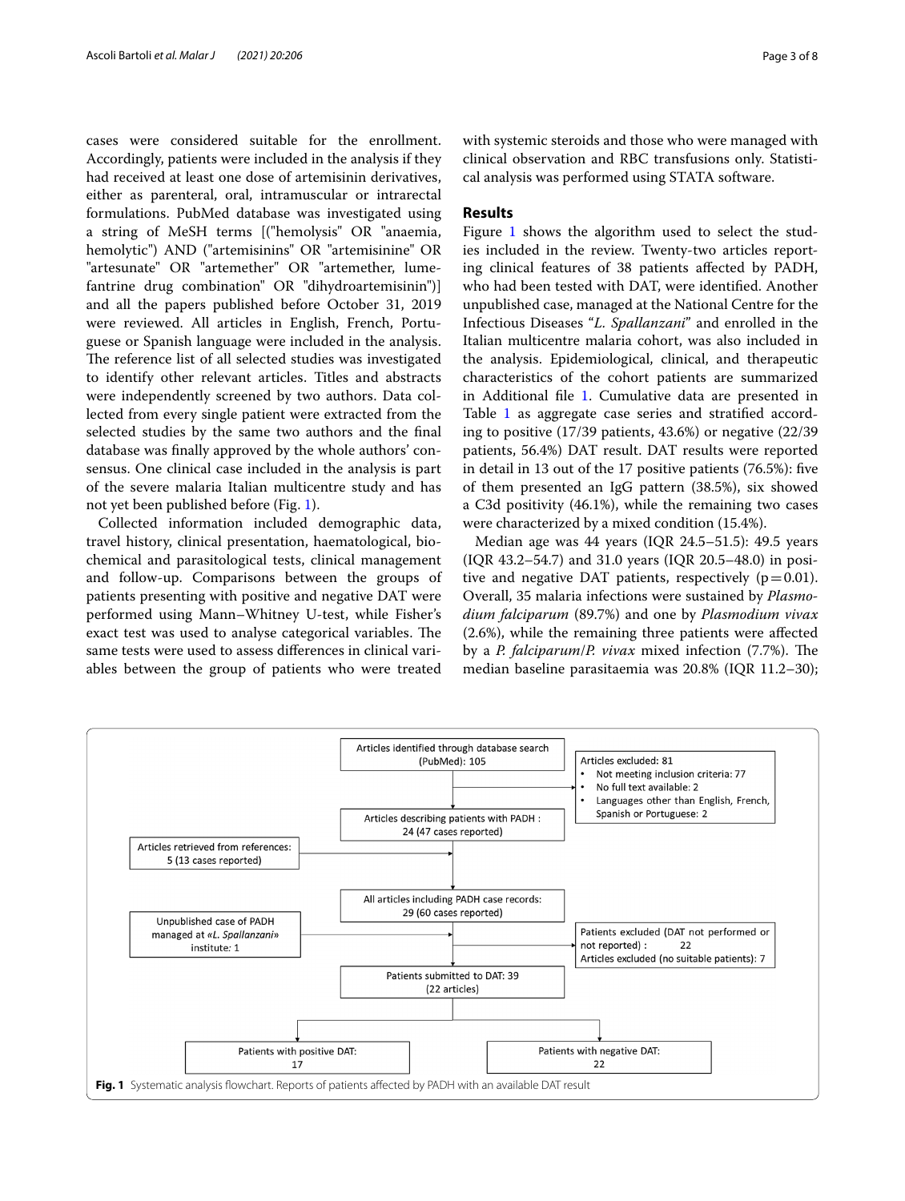cases were considered suitable for the enrollment. Accordingly, patients were included in the analysis if they had received at least one dose of artemisinin derivatives, either as parenteral, oral, intramuscular or intrarectal formulations. PubMed database was investigated using a string of MeSH terms [("hemolysis" OR "anaemia, hemolytic") AND ("artemisinins" OR "artemisinine" OR "artesunate" OR "artemether" OR "artemether, lumefantrine drug combination" OR "dihydroartemisinin")] and all the papers published before October 31, 2019 were reviewed. All articles in English, French, Portuguese or Spanish language were included in the analysis. The reference list of all selected studies was investigated to identify other relevant articles. Titles and abstracts were independently screened by two authors. Data collected from every single patient were extracted from the selected studies by the same two authors and the final database was finally approved by the whole authors' consensus. One clinical case included in the analysis is part of the severe malaria Italian multicentre study and has not yet been published before (Fig. 1).

Collected information included demographic data, travel history, clinical presentation, haematological, biochemical and parasitological tests, clinical management and follow-up. Comparisons between the groups of patients presenting with positive and negative DAT were performed using Mann–Whitney U-test, while Fisher's exact test was used to analyse categorical variables. The same tests were used to assess differences in clinical variables between the group of patients who were treated with systemic steroids and those who were managed with clinical observation and RBC transfusions only. Statistical analysis was performed using STATA software.

## Results

Figure 1 shows the algorithm used to select the studies included in the review. Twenty-two articles reporting clinical features of 38 patients affected by PADH, who had been tested with DAT, were identified. Another unpublished case, managed at the National Centre for the Infectious Diseases "*L. Spallanzani*" and enrolled in the Italian multicentre malaria cohort, was also included in the analysis. Epidemiological, clinical, and therapeutic characteristics of the cohort patients are summarized in Additional file 1. Cumulative data are presented in Table 1 as aggregate case series and stratified according to positive (17/39 patients, 43.6%) or negative (22/39 patients, 56.4%) DAT result. DAT results were reported in detail in 13 out of the 17 positive patients (76.5%): five of them presented an IgG pattern (38.5%), six showed a C3d positivity (46.1%), while the remaining two cases were characterized by a mixed condition (15.4%).

Median age was 44 years (IQR 24.5–51.5): 49.5 years (IQR 43.2–54.7) and 31.0 years (IQR 20.5–48.0) in positive and negative DAT patients, respectively ($p = 0.01$). Overall, 35 malaria infections were sustained by *Plasmodium falciparum* (89.7%) and one by *Plasmodium vivax* (2.6%), while the remaining three patients were affected by a *P. falciparum*/*P. vivax* mixed infection (7.7%). The median baseline parasitaemia was 20.8% (IQR 11.2–30);

Articles identified through database search (PubMed): 105

Articles excluded: 81
- Not meeting inclusion criteria: 77
- No full text available: 2
- Languages other than English, French, Spanish or Portuguese: 2

Articles describing patients with PADH : 24 (47 cases reported)

Articles retrieved from references: 5 (13 cases reported)

All articles including PADH case records: 29 (60 cases reported)

Unpublished case of PADH managed at «L. Spallanzani» institute: 1

Patients excluded (DAT not performed or not reported) : 22
Articles excluded (no suitable patients): 7

Patients submitted to DAT: 39 (22 articles)

Patients with positive DAT: 17

Patients with negative DAT: 22

**Fig. 1** Systematic analysis flowchart. Reports of patients affected by PADH with an available DAT result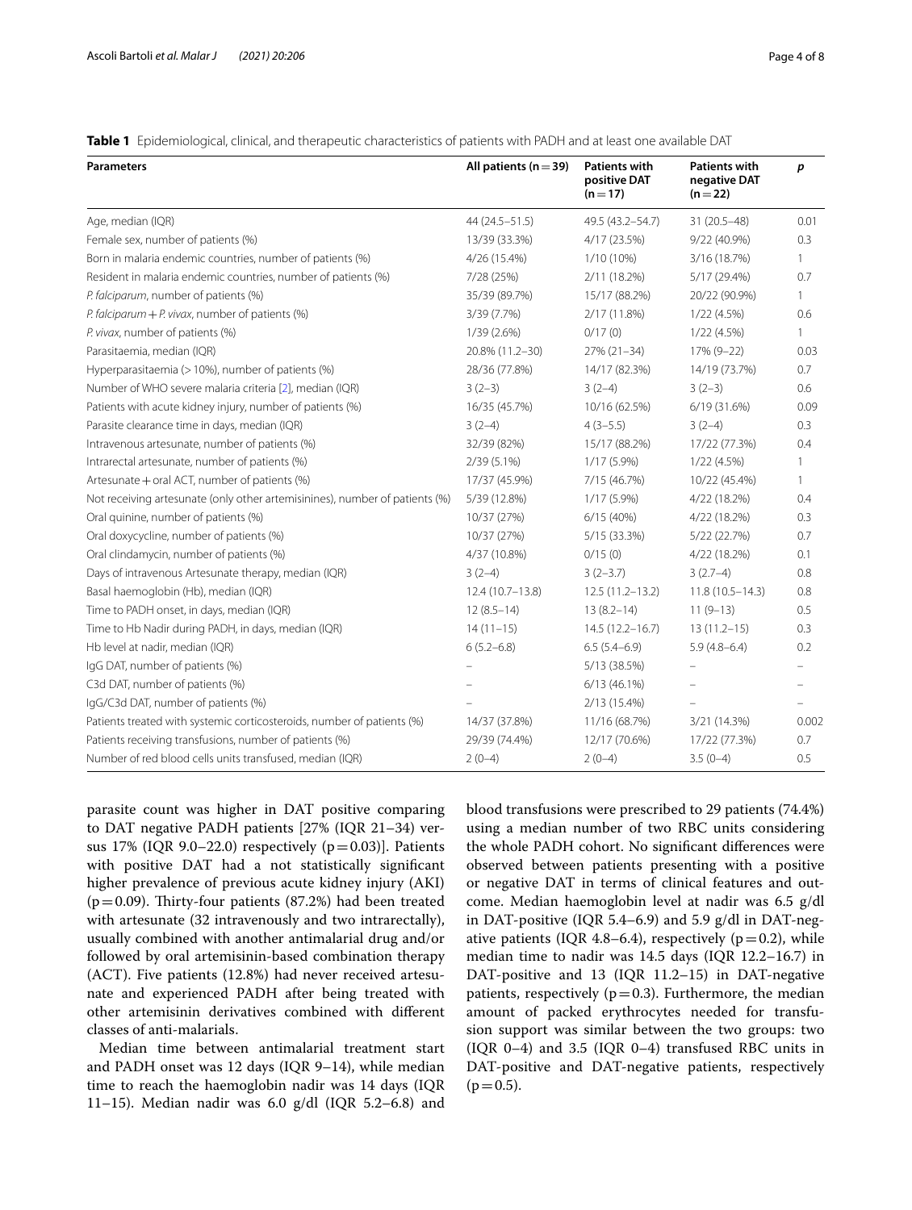**Table 1** Epidemiological, clinical, and therapeutic characteristics of patients with PADH and at least one available DAT

| Parameters | All patients (n = 39) | Patients with positive DAT (n = 17) | Patients with negative DAT (n = 22) | *p* |
|---|---|---|---|---|
| Age, median (IQR) | 44 (24.5–51.5) | 49.5 (43.2–54.7) | 31 (20.5–48) | 0.01 |
| Female sex, number of patients (%) | 13/39 (33.3%) | 4/17 (23.5%) | 9/22 (40.9%) | 0.3 |
| Born in malaria endemic countries, number of patients (%) | 4/26 (15.4%) | 1/10 (10%) | 3/16 (18.7%) | 1 |
| Resident in malaria endemic countries, number of patients (%) | 7/28 (25%) | 2/11 (18.2%) | 5/17 (29.4%) | 0.7 |
| *P. falciparum*, number of patients (%) | 35/39 (89.7%) | 15/17 (88.2%) | 20/22 (90.9%) | 1 |
| *P. falciparum* + *P. vivax*, number of patients (%) | 3/39 (7.7%) | 2/17 (11.8%) | 1/22 (4.5%) | 0.6 |
| *P. vivax*, number of patients (%) | 1/39 (2.6%) | 0/17 (0) | 1/22 (4.5%) | 1 |
| Parasitaemia, median (IQR) | 20.8% (11.2–30) | 27% (21–34) | 17% (9–22) | 0.03 |
| Hyperparasitaemia (> 10%), number of patients (%) | 28/36 (77.8%) | 14/17 (82.3%) | 14/19 (73.7%) | 0.7 |
| Number of WHO severe malaria criteria [2], median (IQR) | 3 (2–3) | 3 (2–4) | 3 (2–3) | 0.6 |
| Patients with acute kidney injury, number of patients (%) | 16/35 (45.7%) | 10/16 (62.5%) | 6/19 (31.6%) | 0.09 |
| Parasite clearance time in days, median (IQR) | 3 (2–4) | 4 (3–5.5) | 3 (2–4) | 0.3 |
| Intravenous artesunate, number of patients (%) | 32/39 (82%) | 15/17 (88.2%) | 17/22 (77.3%) | 0.4 |
| Intrarectal artesunate, number of patients (%) | 2/39 (5.1%) | 1/17 (5.9%) | 1/22 (4.5%) | 1 |
| Artesunate + oral ACT, number of patients (%) | 17/37 (45.9%) | 7/15 (46.7%) | 10/22 (45.4%) | 1 |
| Not receiving artesunate (only other artemisinines), number of patients (%) | 5/39 (12.8%) | 1/17 (5.9%) | 4/22 (18.2%) | 0.4 |
| Oral quinine, number of patients (%) | 10/37 (27%) | 6/15 (40%) | 4/22 (18.2%) | 0.3 |
| Oral doxycycline, number of patients (%) | 10/37 (27%) | 5/15 (33.3%) | 5/22 (22.7%) | 0.7 |
| Oral clindamycin, number of patients (%) | 4/37 (10.8%) | 0/15 (0) | 4/22 (18.2%) | 0.1 |
| Days of intravenous Artesunate therapy, median (IQR) | 3 (2–4) | 3 (2–3.7) | 3 (2.7–4) | 0.8 |
| Basal haemoglobin (Hb), median (IQR) | 12.4 (10.7–13.8) | 12.5 (11.2–13.2) | 11.8 (10.5–14.3) | 0.8 |
| Time to PADH onset, in days, median (IQR) | 12 (8.5–14) | 13 (8.2–14) | 11 (9–13) | 0.5 |
| Time to Hb Nadir during PADH, in days, median (IQR) | 14 (11–15) | 14.5 (12.2–16.7) | 13 (11.2–15) | 0.3 |
| Hb level at nadir, median (IQR) | 6 (5.2–6.8) | 6.5 (5.4–6.9) | 5.9 (4.8–6.4) | 0.2 |
| IgG DAT, number of patients (%) | – | 5/13 (38.5%) | – | – |
| C3d DAT, number of patients (%) | – | 6/13 (46.1%) | – | – |
| IgG/C3d DAT, number of patients (%) | – | 2/13 (15.4%) | – | – |
| Patients treated with systemic corticosteroids, number of patients (%) | 14/37 (37.8%) | 11/16 (68.7%) | 3/21 (14.3%) | 0.002 |
| Patients receiving transfusions, number of patients (%) | 29/39 (74.4%) | 12/17 (70.6%) | 17/22 (77.3%) | 0.7 |
| Number of red blood cells units transfused, median (IQR) | 2 (0–4) | 2 (0–4) | 3.5 (0–4) | 0.5 |

parasite count was higher in DAT positive comparing to DAT negative PADH patients [27% (IQR 21–34) versus 17% (IQR 9.0–22.0) respectively ($p = 0.03$)]. Patients with positive DAT had a not statistically significant higher prevalence of previous acute kidney injury (AKI) ($p = 0.09$). Thirty-four patients (87.2%) had been treated with artesunate (32 intravenously and two intrarectally), usually combined with another antimalarial drug and/or followed by oral artemisinin-based combination therapy (ACT). Five patients (12.8%) had never received artesunate and experienced PADH after being treated with other artemisinin derivatives combined with different classes of anti-malarials.

Median time between antimalarial treatment start and PADH onset was 12 days (IQR 9–14), while median time to reach the haemoglobin nadir was 14 days (IQR 11–15). Median nadir was 6.0 g/dl (IQR 5.2–6.8) and blood transfusions were prescribed to 29 patients (74.4%) using a median number of two RBC units considering the whole PADH cohort. No significant differences were observed between patients presenting with a positive or negative DAT in terms of clinical features and outcome. Median haemoglobin level at nadir was 6.5 g/dl in DAT-positive (IQR 5.4–6.9) and 5.9 g/dl in DAT-negative patients (IQR 4.8–6.4), respectively ($p = 0.2$), while median time to nadir was 14.5 days (IQR 12.2–16.7) in DAT-positive and 13 (IQR 11.2–15) in DAT-negative patients, respectively ($p = 0.3$). Furthermore, the median amount of packed erythrocytes needed for transfusion support was similar between the two groups: two (IQR 0–4) and 3.5 (IQR 0–4) transfused RBC units in DAT-positive and DAT-negative patients, respectively ($p = 0.5$).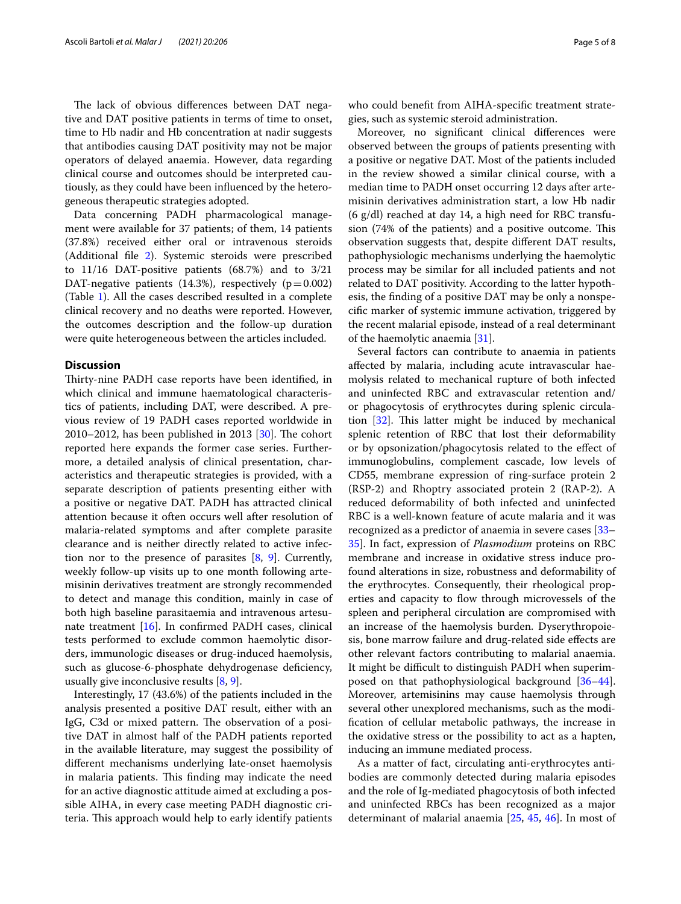The lack of obvious differences between DAT negative and DAT positive patients in terms of time to onset, time to Hb nadir and Hb concentration at nadir suggests that antibodies causing DAT positivity may not be major operators of delayed anaemia. However, data regarding clinical course and outcomes should be interpreted cautiously, as they could have been influenced by the heterogeneous therapeutic strategies adopted.

Data concerning PADH pharmacological management were available for 37 patients; of them, 14 patients (37.8%) received either oral or intravenous steroids (Additional file 2). Systemic steroids were prescribed to 11/16 DAT-positive patients (68.7%) and to 3/21 DAT-negative patients (14.3%), respectively ($p = 0.002$) (Table 1). All the cases described resulted in a complete clinical recovery and no deaths were reported. However, the outcomes description and the follow-up duration were quite heterogeneous between the articles included.

## Discussion

Thirty-nine PADH case reports have been identified, in which clinical and immune haematological characteristics of patients, including DAT, were described. A previous review of 19 PADH cases reported worldwide in 2010–2012, has been published in 2013 [30]. The cohort reported here expands the former case series. Furthermore, a detailed analysis of clinical presentation, characteristics and therapeutic strategies is provided, with a separate description of patients presenting either with a positive or negative DAT. PADH has attracted clinical attention because it often occurs well after resolution of malaria-related symptoms and after complete parasite clearance and is neither directly related to active infection nor to the presence of parasites [8, 9]. Currently, weekly follow-up visits up to one month following artemisinin derivatives treatment are strongly recommended to detect and manage this condition, mainly in case of both high baseline parasitaemia and intravenous artesunate treatment [16]. In confirmed PADH cases, clinical tests performed to exclude common haemolytic disorders, immunologic diseases or drug-induced haemolysis, such as glucose-6-phosphate dehydrogenase deficiency, usually give inconclusive results [8, 9].

Interestingly, 17 (43.6%) of the patients included in the analysis presented a positive DAT result, either with an IgG, C3d or mixed pattern. The observation of a positive DAT in almost half of the PADH patients reported in the available literature, may suggest the possibility of different mechanisms underlying late-onset haemolysis in malaria patients. This finding may indicate the need for an active diagnostic attitude aimed at excluding a possible AIHA, in every case meeting PADH diagnostic criteria. This approach would help to early identify patients who could benefit from AIHA-specific treatment strategies, such as systemic steroid administration.

Moreover, no significant clinical differences were observed between the groups of patients presenting with a positive or negative DAT. Most of the patients included in the review showed a similar clinical course, with a median time to PADH onset occurring 12 days after artemisinin derivatives administration start, a low Hb nadir (6 g/dl) reached at day 14, a high need for RBC transfusion (74% of the patients) and a positive outcome. This observation suggests that, despite different DAT results, pathophysiologic mechanisms underlying the haemolytic process may be similar for all included patients and not related to DAT positivity. According to the latter hypothesis, the finding of a positive DAT may be only a nonspecific marker of systemic immune activation, triggered by the recent malarial episode, instead of a real determinant of the haemolytic anaemia [31].

Several factors can contribute to anaemia in patients affected by malaria, including acute intravascular haemolysis related to mechanical rupture of both infected and uninfected RBC and extravascular retention and/or phagocytosis of erythrocytes during splenic circulation [32]. This latter might be induced by mechanical splenic retention of RBC that lost their deformability or by opsonization/phagocytosis related to the effect of immunoglobulins, complement cascade, low levels of CD55, membrane expression of ring-surface protein 2 (RSP-2) and Rhoptry associated protein 2 (RAP-2). A reduced deformability of both infected and uninfected RBC is a well-known feature of acute malaria and it was recognized as a predictor of anaemia in severe cases [33–35]. In fact, expression of *Plasmodium* proteins on RBC membrane and increase in oxidative stress induce profound alterations in size, robustness and deformability of the erythrocytes. Consequently, their rheological properties and capacity to flow through microvessels of the spleen and peripheral circulation are compromised with an increase of the haemolysis burden. Dyserythropoiesis, bone marrow failure and drug-related side effects are other relevant factors contributing to malarial anaemia. It might be difficult to distinguish PADH when superimposed on that pathophysiological background [36–44]. Moreover, artemisinins may cause haemolysis through several other unexplored mechanisms, such as the modification of cellular metabolic pathways, the increase in the oxidative stress or the possibility to act as a hapten, inducing an immune mediated process.

As a matter of fact, circulating anti-erythrocytes antibodies are commonly detected during malaria episodes and the role of Ig-mediated phagocytosis of both infected and uninfected RBCs has been recognized as a major determinant of malarial anaemia [25, 45, 46]. In most of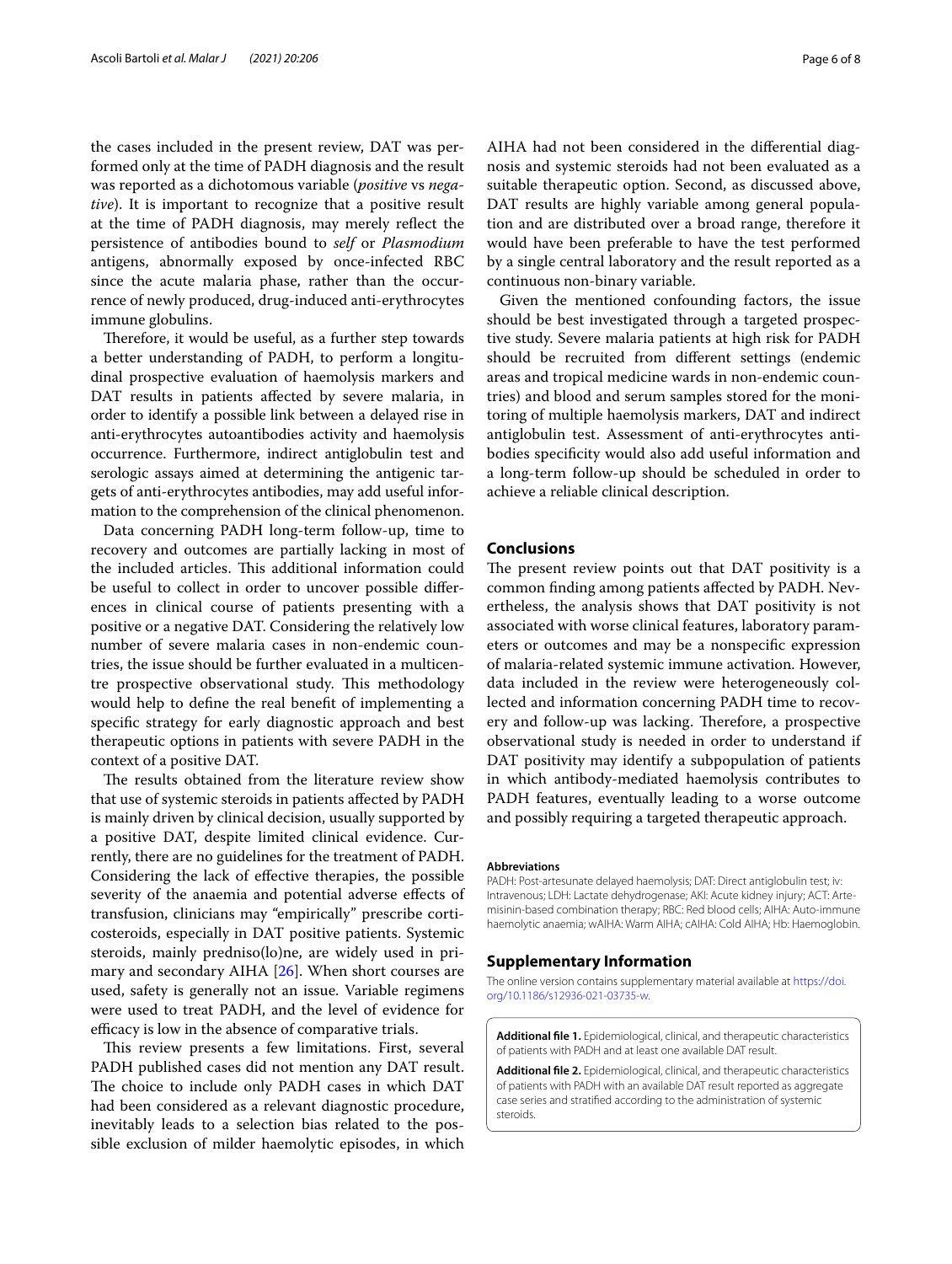the cases included in the present review, DAT was performed only at the time of PADH diagnosis and the result was reported as a dichotomous variable (*positive* vs *negative*). It is important to recognize that a positive result at the time of PADH diagnosis, may merely reflect the persistence of antibodies bound to *self* or *Plasmodium* antigens, abnormally exposed by once-infected RBC since the acute malaria phase, rather than the occurrence of newly produced, drug-induced anti-erythrocytes immune globulins.

Therefore, it would be useful, as a further step towards a better understanding of PADH, to perform a longitudinal prospective evaluation of haemolysis markers and DAT results in patients affected by severe malaria, in order to identify a possible link between a delayed rise in anti-erythrocytes autoantibodies activity and haemolysis occurrence. Furthermore, indirect antiglobulin test and serologic assays aimed at determining the antigenic targets of anti-erythrocytes antibodies, may add useful information to the comprehension of the clinical phenomenon.

Data concerning PADH long-term follow-up, time to recovery and outcomes are partially lacking in most of the included articles. This additional information could be useful to collect in order to uncover possible differences in clinical course of patients presenting with a positive or a negative DAT. Considering the relatively low number of severe malaria cases in non-endemic countries, the issue should be further evaluated in a multicentre prospective observational study. This methodology would help to define the real benefit of implementing a specific strategy for early diagnostic approach and best therapeutic options in patients with severe PADH in the context of a positive DAT.

The results obtained from the literature review show that use of systemic steroids in patients affected by PADH is mainly driven by clinical decision, usually supported by a positive DAT, despite limited clinical evidence. Currently, there are no guidelines for the treatment of PADH. Considering the lack of effective therapies, the possible severity of the anaemia and potential adverse effects of transfusion, clinicians may "empirically" prescribe corticosteroids, especially in DAT positive patients. Systemic steroids, mainly predniso(lo)ne, are widely used in primary and secondary AIHA [26]. When short courses are used, safety is generally not an issue. Variable regimens were used to treat PADH, and the level of evidence for efficacy is low in the absence of comparative trials.

This review presents a few limitations. First, several PADH published cases did not mention any DAT result. The choice to include only PADH cases in which DAT had been considered as a relevant diagnostic procedure, inevitably leads to a selection bias related to the possible exclusion of milder haemolytic episodes, in which AIHA had not been considered in the differential diagnosis and systemic steroids had not been evaluated as a suitable therapeutic option. Second, as discussed above, DAT results are highly variable among general population and are distributed over a broad range, therefore it would have been preferable to have the test performed by a single central laboratory and the result reported as a continuous non-binary variable.

Given the mentioned confounding factors, the issue should be best investigated through a targeted prospective study. Severe malaria patients at high risk for PADH should be recruited from different settings (endemic areas and tropical medicine wards in non-endemic countries) and blood and serum samples stored for the monitoring of multiple haemolysis markers, DAT and indirect antiglobulin test. Assessment of anti-erythrocytes antibodies specificity would also add useful information and a long-term follow-up should be scheduled in order to achieve a reliable clinical description.

## Conclusions

The present review points out that DAT positivity is a common finding among patients affected by PADH. Nevertheless, the analysis shows that DAT positivity is not associated with worse clinical features, laboratory parameters or outcomes and may be a nonspecific expression of malaria-related systemic immune activation. However, data included in the review were heterogeneously collected and information concerning PADH time to recovery and follow-up was lacking. Therefore, a prospective observational study is needed in order to understand if DAT positivity may identify a subpopulation of patients in which antibody-mediated haemolysis contributes to PADH features, eventually leading to a worse outcome and possibly requiring a targeted therapeutic approach.

#### Abbreviations

PADH: Post-artesunate delayed haemolysis; DAT: Direct antiglobulin test; iv: Intravenous; LDH: Lactate dehydrogenase; AKI: Acute kidney injury; ACT: Artemisinin-based combination therapy; RBC: Red blood cells; AIHA: Auto-immune haemolytic anaemia; wAIHA: Warm AIHA; cAIHA: Cold AIHA; Hb: Haemoglobin.

## Supplementary Information

The online version contains supplementary material available at https://doi.org/10.1186/s12936-021-03735-w.

**Additional file 1.** Epidemiological, clinical, and therapeutic characteristics of patients with PADH and at least one available DAT result.

**Additional file 2.** Epidemiological, clinical, and therapeutic characteristics of patients with PADH with an available DAT result reported as aggregate case series and stratified according to the administration of systemic steroids.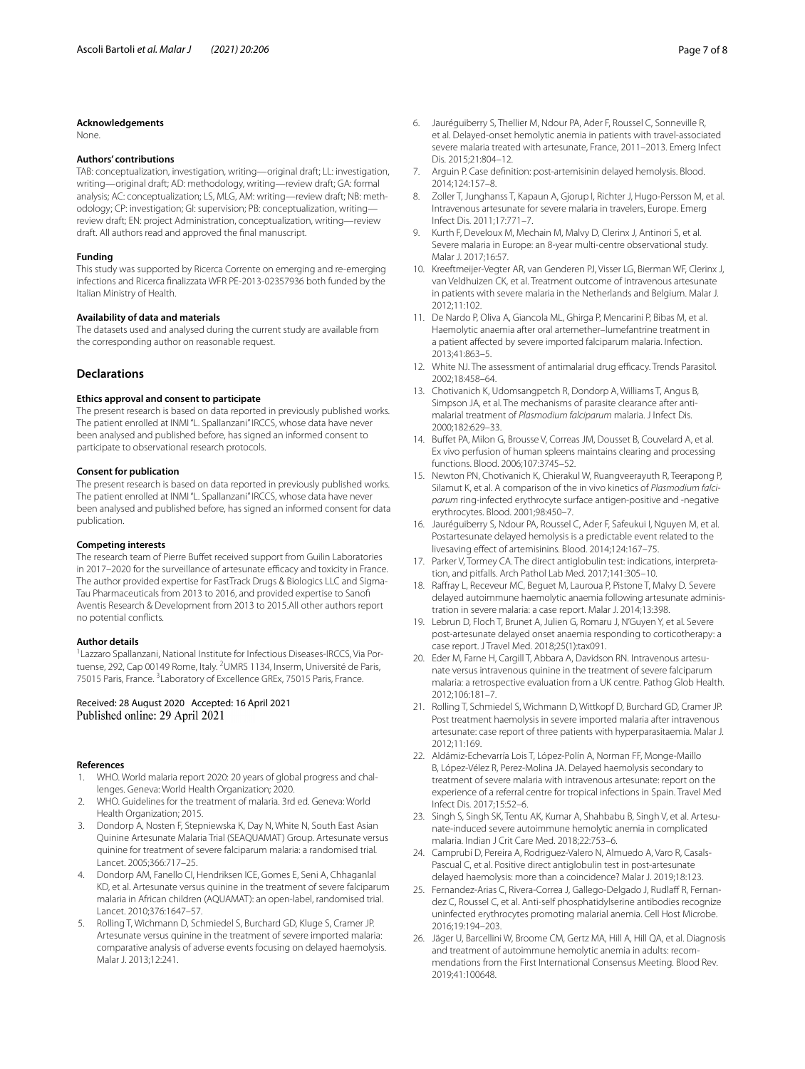#### Acknowledgements

None.

#### Authors' contributions

TAB: conceptualization, investigation, writing—original draft; LL: investigation, writing—original draft; AD: methodology, writing—review draft; GA: formal analysis; AC: conceptualization; LS, MLG, AM: writing—review draft; NB: methodology; CP: investigation; GI: supervision; PB: conceptualization, writing—review draft; EN: project Administration, conceptualization, writing—review draft. All authors read and approved the final manuscript.

#### Funding

This study was supported by Ricerca Corrente on emerging and re-emerging infections and Ricerca finalizzata WFR PE-2013-02357936 both funded by the Italian Ministry of Health.

#### Availability of data and materials

The datasets used and analysed during the current study are available from the corresponding author on reasonable request.

## Declarations

#### Ethics approval and consent to participate

The present research is based on data reported in previously published works. The patient enrolled at INMI "L. Spallanzani" IRCCS, whose data have never been analysed and published before, has signed an informed consent to participate to observational research protocols.

#### Consent for publication

The present research is based on data reported in previously published works. The patient enrolled at INMI "L. Spallanzani" IRCCS, whose data have never been analysed and published before, has signed an informed consent for data publication.

#### Competing interests

The research team of Pierre Buffet received support from Guilin Laboratories in 2017–2020 for the surveillance of artesunate efficacy and toxicity in France. The author provided expertise for FastTrack Drugs & Biologics LLC and Sigma-Tau Pharmaceuticals from 2013 to 2016, and provided expertise to Sanofi Aventis Research & Development from 2013 to 2015.All other authors report no potential conflicts.

#### Author details

[1]Lazzaro Spallanzani, National Institute for Infectious Diseases-IRCCS, Via Portuense, 292, Cap 00149 Rome, Italy. [2]UMRS 1134, Inserm, Université de Paris, 75015 Paris, France. [3]Laboratory of Excellence GREx, 75015 Paris, France.

Received: 28 August 2020 Accepted: 16 April 2021
Published online: 29 April 2021

#### References

1. WHO. World malaria report 2020: 20 years of global progress and challenges. Geneva: World Health Organization; 2020.
2. WHO. Guidelines for the treatment of malaria. 3rd ed. Geneva: World Health Organization; 2015.
3. Dondorp A, Nosten F, Stepniewska K, Day N, White N, South East Asian Quinine Artesunate Malaria Trial (SEAQUAMAT) Group. Artesunate versus quinine for treatment of severe falciparum malaria: a randomised trial. Lancet. 2005;366:717–25.
4. Dondorp AM, Fanello CI, Hendriksen ICE, Gomes E, Seni A, Chhaganlal KD, et al. Artesunate versus quinine in the treatment of severe falciparum malaria in African children (AQUAMAT): an open-label, randomised trial. Lancet. 2010;376:1647–57.
5. Rolling T, Wichmann D, Schmiedel S, Burchard GD, Kluge S, Cramer JP. Artesunate versus quinine in the treatment of severe imported malaria: comparative analysis of adverse events focusing on delayed haemolysis. Malar J. 2013;12:241.
6. Jauréguiberry S, Thellier M, Ndour PA, Ader F, Roussel C, Sonneville R, et al. Delayed-onset hemolytic anemia in patients with travel-associated severe malaria treated with artesunate, France, 2011–2013. Emerg Infect Dis. 2015;21:804–12.
7. Arguin P. Case definition: post-artemisinin delayed hemolysis. Blood. 2014;124:157–8.
8. Zoller T, Junghanss T, Kapaun A, Gjorup I, Richter J, Hugo-Persson M, et al. Intravenous artesunate for severe malaria in travelers, Europe. Emerg Infect Dis. 2011;17:771–7.
9. Kurth F, Develoux M, Mechain M, Malvy D, Clerinx J, Antinori S, et al. Severe malaria in Europe: an 8-year multi-centre observational study. Malar J. 2017;16:57.
10. Kreeftmeijer-Vegter AR, van Genderen PJ, Visser LG, Bierman WF, Clerinx J, van Veldhuizen CK, et al. Treatment outcome of intravenous artesunate in patients with severe malaria in the Netherlands and Belgium. Malar J. 2012;11:102.
11. De Nardo P, Oliva A, Giancola ML, Ghirga P, Mencarini P, Bibas M, et al. Haemolytic anaemia after oral artemether–lumefantrine treatment in a patient affected by severe imported falciparum malaria. Infection. 2013;41:863–5.
12. White NJ. The assessment of antimalarial drug efficacy. Trends Parasitol. 2002;18:458–64.
13. Chotivanich K, Udomsangpetch R, Dondorp A, Williams T, Angus B, Simpson JA, et al. The mechanisms of parasite clearance after antimalarial treatment of *Plasmodium falciparum* malaria. J Infect Dis. 2000;182:629–33.
14. Buffet PA, Milon G, Brousse V, Correas JM, Dousset B, Couvelard A, et al. Ex vivo perfusion of human spleens maintains clearing and processing functions. Blood. 2006;107:3745–52.
15. Newton PN, Chotivanich K, Chierakul W, Ruangveerayuth R, Teerapong P, Silamut K, et al. A comparison of the in vivo kinetics of *Plasmodium falciparum* ring-infected erythrocyte surface antigen-positive and -negative erythrocytes. Blood. 2001;98:450–7.
16. Jauréguiberry S, Ndour PA, Roussel C, Ader F, Safeukui I, Nguyen M, et al. Postartesunate delayed hemolysis is a predictable event related to the livesaving effect of artemisinins. Blood. 2014;124:167–75.
17. Parker V, Tormey CA. The direct antiglobulin test: indications, interpretation, and pitfalls. Arch Pathol Lab Med. 2017;141:305–10.
18. Raffray L, Receveur MC, Beguet M, Lauroua P, Pistone T, Malvy D. Severe delayed autoimmune haemolytic anaemia following artesunate administration in severe malaria: a case report. Malar J. 2014;13:398.
19. Lebrun D, Floch T, Brunet A, Julien G, Romaru J, N'Guyen Y, et al. Severe post-artesunate delayed onset anaemia responding to corticotherapy: a case report. J Travel Med. 2018;25(1):tax091.
20. Eder M, Farne H, Cargill T, Abbara A, Davidson RN. Intravenous artesunate versus intravenous quinine in the treatment of severe falciparum malaria: a retrospective evaluation from a UK centre. Pathog Glob Health. 2012;106:181–7.
21. Rolling T, Schmiedel S, Wichmann D, Wittkopf D, Burchard GD, Cramer JP. Post treatment haemolysis in severe imported malaria after intravenous artesunate: case report of three patients with hyperparasitaemia. Malar J. 2012;11:169.
22. Aldámiz-Echevarría Lois T, López-Polín A, Norman FF, Monge-Maillo B, López-Vélez R, Perez-Molina JA. Delayed haemolysis secondary to treatment of severe malaria with intravenous artesunate: report on the experience of a referral centre for tropical infections in Spain. Travel Med Infect Dis. 2017;15:52–6.
23. Singh S, Singh SK, Tentu AK, Kumar A, Shahbabu B, Singh V, et al. Artesunate-induced severe autoimmune hemolytic anemia in complicated malaria. Indian J Crit Care Med. 2018;22:753–6.
24. Camprubí D, Pereira A, Rodriguez-Valero N, Almuedo A, Varo R, Casals-Pascual C, et al. Positive direct antiglobulin test in post-artesunate delayed haemolysis: more than a coincidence? Malar J. 2019;18:123.
25. Fernandez-Arias C, Rivera-Correa J, Gallego-Delgado J, Rudlaff R, Fernandez C, Roussel C, et al. Anti-self phosphatidylserine antibodies recognize uninfected erythrocytes promoting malarial anemia. Cell Host Microbe. 2016;19:194–203.
26. Jäger U, Barcellini W, Broome CM, Gertz MA, Hill A, Hill QA, et al. Diagnosis and treatment of autoimmune hemolytic anemia in adults: recommendations from the First International Consensus Meeting. Blood Rev. 2019;41:100648.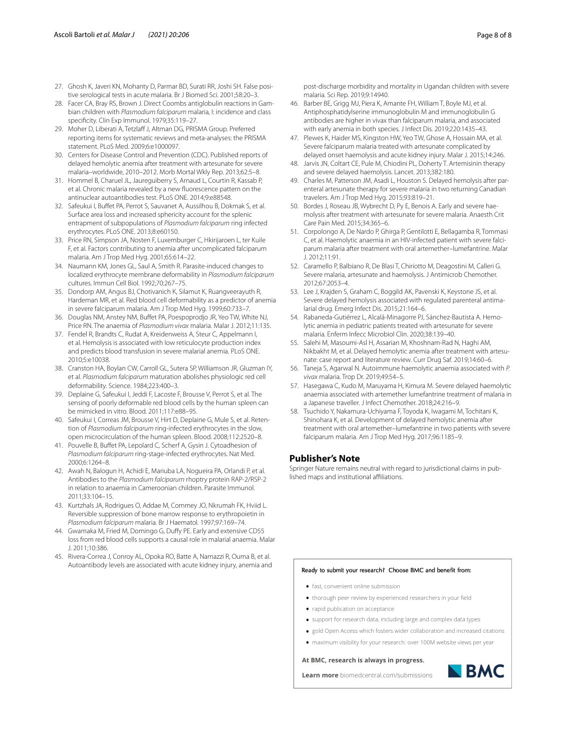27. Ghosh K, Javeri KN, Mohanty D, Parmar BD, Surati RR, Joshi SH. False positive serological tests in acute malaria. Br J Biomed Sci. 2001;58:20–3.
28. Facer CA, Bray RS, Brown J. Direct Coombs antiglobulin reactions in Gambian children with *Plasmodium falciparum* malaria, I: incidence and class specificity. Clin Exp Immunol. 1979;35:119–27.
29. Moher D, Liberati A, Tetzlaff J, Altman DG, PRISMA Group. Preferred reporting items for systematic reviews and meta-analyses: the PRISMA statement. PLoS Med. 2009;6:e1000097.
30. Centers for Disease Control and Prevention (CDC). Published reports of delayed hemolytic anemia after treatment with artesunate for severe malaria–worldwide, 2010–2012. Morb Mortal Wkly Rep. 2013;62:5–8.
31. Hommel B, Charuel JL, Jaureguiberry S, Arnaud L, Courtin R, Kassab P, et al. Chronic malaria revealed by a new fluorescence pattern on the antinuclear autoantibodies test. PLoS ONE. 2014;9:e88548.
32. Safeukui I, Buffet PA, Perrot S, Sauvanet A, Aussilhou B, Dokmak S, et al. Surface area loss and increased sphericity account for the splenic entrapment of subpopulations of *Plasmodium falciparum* ring infected erythrocytes. PLoS ONE. 2013;8:e60150.
33. Price RN, Simpson JA, Nosten F, Luxemburger C, Hkirijaroen L, ter Kuile F, et al. Factors contributing to anemia after uncomplicated falciparum malaria. Am J Trop Med Hyg. 2001;65:614–22.
34. Naumann KM, Jones GL, Saul A, Smith R. Parasite-induced changes to localized erythrocyte membrane deformability in *Plasmodium falciparum* cultures. Immun Cell Biol. 1992;70:267–75.
35. Dondorp AM, Angus BJ, Chotivanich K, Silamut K, Ruangveerayuth R, Hardeman MR, et al. Red blood cell deformability as a predictor of anemia in severe falciparum malaria. Am J Trop Med Hyg. 1999;60:733–7.
36. Douglas NM, Anstey NM, Buffet PA, Poespoprodjo JR, Yeo TW, White NJ, Price RN. The anaemia of *Plasmodium vivax* malaria. Malar J. 2012;11:135.
37. Fendel R, Brandts C, Rudat A, Kreidenweiss A, Steur C, Appelmann I, et al. Hemolysis is associated with low reticulocyte production index and predicts blood transfusion in severe malarial anemia. PLoS ONE. 2010;5:e10038.
38. Cranston HA, Boylan CW, Carroll GL, Sutera SP, Williamson JR, Gluzman IY, et al. *Plasmodium falciparum* maturation abolishes physiologic red cell deformability. Science. 1984;223:400–3.
39. Deplaine G, Safeukui I, Jeddi F, Lacoste F, Brousse V, Perrot S, et al. The sensing of poorly deformable red blood cells by the human spleen can be mimicked in vitro. Blood. 2011;117:e88–95.
40. Safeukui I, Correas JM, Brousse V, Hirt D, Deplaine G, Mule S, et al. Retention of *Plasmodium falciparum* ring-infected erythrocytes in the slow, open microcirculation of the human spleen. Blood. 2008;112:2520–8.
41. Pouvelle B, Buffet PA, Lepolard C, Scherf A, Gysin J. Cytoadhesion of *Plasmodium falciparum* ring-stage-infected erythrocytes. Nat Med. 2000;6:1264–8.
42. Awah N, Balogun H, Achidi E, Mariuba LA, Nogueira PA, Orlandi P, et al. Antibodies to the *Plasmodium falciparum* rhoptry protein RAP-2/RSP-2 in relation to anaemia in Cameroonian children. Parasite Immunol. 2011;33:104–15.
43. Kurtzhals JA, Rodrigues O, Addae M, Commey JO, Nkrumah FK, Hviid L. Reversible suppression of bone marrow response to erythropoietin in *Plasmodium falciparum* malaria. Br J Haematol. 1997;97:169–74.
44. Gwamaka M, Fried M, Domingo G, Duffy PE. Early and extensive CD55 loss from red blood cells supports a causal role in malarial anaemia. Malar J. 2011;10:386.
45. Rivera-Correa J, Conroy AL, Opoka RO, Batte A, Namazzi R, Ouma B, et al. Autoantibody levels are associated with acute kidney injury, anemia and post-discharge morbidity and mortality in Ugandan children with severe malaria. Sci Rep. 2019;9:14940.
46. Barber BE, Grigg MJ, Piera K, Amante FH, William T, Boyle MJ, et al. Antiphosphatidylserine immunoglobulin M and immunoglobulin G antibodies are higher in vivax than falciparum malaria, and associated with early anemia in both species. J Infect Dis. 2019;220:1435–43.
47. Plewes K, Haider MS, Kingston HW, Yeo TW, Ghose A, Hossain MA, et al. Severe falciparum malaria treated with artesunate complicated by delayed onset haemolysis and acute kidney injury. Malar J. 2015;14:246.
48. Jarvis JN, Coltart CE, Pule M, Chiodini PL, Doherty T. Artemisinin therapy and severe delayed haemolysis. Lancet. 2013;382:180.
49. Charles M, Patterson JM, Asadi L, Houston S. Delayed hemolysis after parenteral artesunate therapy for severe malaria in two returning Canadian travelers. Am J Trop Med Hyg. 2015;93:819–21.
50. Bordes J, Roseau JB, Wybrecht D, Py E, Benois A. Early and severe haemolysis after treatment with artesunate for severe malaria. Anaesth Crit Care Pain Med. 2015;34:365–6.
51. Corpolongo A, De Nardo P, Ghirga P, Gentilotti E, Bellagamba R, Tommasi C, et al. Haemolytic anaemia in an HIV-infected patient with severe falciparum malaria after treatment with oral artemether–lumefantrine. Malar J. 2012;11:91.
52. Caramello P, Balbiano R, De Blasi T, Chiriotto M, Deagostini M, Calleri G. Severe malaria, artesunate and haemolysis. J Antimicrob Chemother. 2012;67:2053–4.
53. Lee J, Krajden S, Graham C, Boggild AK, Pavenski K, Keystone JS, et al. Severe delayed hemolysis associated with regulated parenteral antimalarial drug. Emerg Infect Dis. 2015;21:164–6.
54. Rabaneda-Gutiérrez L, Alcalá-Minagorre PJ, Sánchez-Bautista A. Hemolytic anemia in pediatric patients treated with artesunate for severe malaria. Enferm Infecc Microbiol Clin. 2020;38:139–40.
55. Salehi M, Masoumi-Asl H, Assarian M, Khoshnam-Rad N, Haghi AM, Nikbakht M, et al. Delayed hemolytic anemia after treatment with artesunate: case report and literature review. Curr Drug Saf. 2019;14:60–6.
56. Taneja S, Agarwal N. Autoimmune haemolytic anaemia associated with *P. vivax* malaria. Trop Dr. 2019;49:54–5.
57. Hasegawa C, Kudo M, Maruyama H, Kimura M. Severe delayed haemolytic anaemia associated with artemether lumefantrine treatment of malaria in a Japanese traveller. J Infect Chemother. 2018;24:216–9.
58. Tsuchido Y, Nakamura-Uchiyama F, Toyoda K, Iwagami M, Tochitani K, Shinohara K, et al. Development of delayed hemolytic anemia after treatment with oral artemether–lumefantrine in two patients with severe falciparum malaria. Am J Trop Med Hyg. 2017;96:1185–9.

## Publisher's Note

Springer Nature remains neutral with regard to jurisdictional claims in published maps and institutional affiliations.

Ready to submit your research? Choose BMC and benefit from:

- fast, convenient online submission
- thorough peer review by experienced researchers in your field
- rapid publication on acceptance
- support for research data, including large and complex data types
- gold Open Access which fosters wider collaboration and increased citations
- maximum visibility for your research: over 100M website views per year

**At BMC, research is always in progress.**

**Learn more** biomedcentral.com/submissions